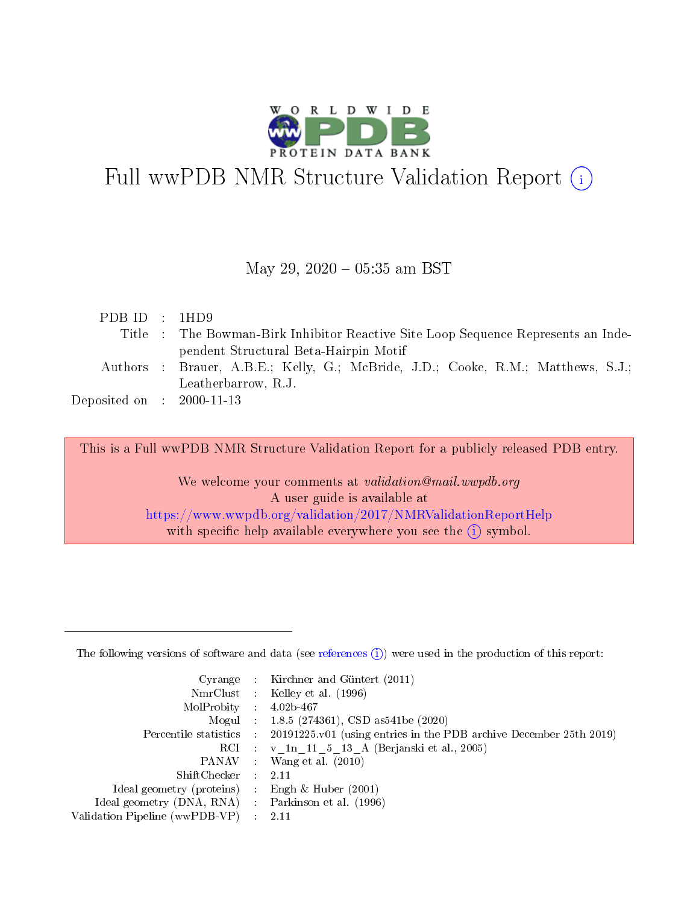# Full wwPDB NMR Structure Validation Report (i)

May 29, 2020 – 05:35 am BST

| | | |
|---|---|---|
| PDB ID | : | 1HD9 |
| Title | : | The Bowman-Birk Inhibitor Reactive Site Loop Sequence Represents an Independent Structural Beta-Hairpin Motif |
| Authors | : | Brauer, A.B.E.; Kelly, G.; McBride, J.D.; Cooke, R.M.; Matthews, S.J.; Leatherbarrow, R.J. |
| Deposited on | : | 2000-11-13 |

This is a Full wwPDB NMR Structure Validation Report for a publicly released PDB entry.

We welcome your comments at *validation@mail.wwpdb.org*
A user guide is available at
https://www.wwpdb.org/validation/2017/NMRValidationReportHelp
with specific help available everywhere you see the (i) symbol.

The following versions of software and data (see references (i)) were used in the production of this report:

| | | |
|---|---|---|
| Cyrange | : | Kirchner and Güntert (2011) |
| NmrClust | : | Kelley et al. (1996) |
| MolProbity | : | 4.02b-467 |
| Mogul | : | 1.8.5 (274361), CSD as541be (2020) |
| Percentile statistics | : | 20191225.v01 (using entries in the PDB archive December 25th 2019) |
| RCI | : | v_1n_11_5_13_A (Berjanski et al., 2005) |
| PANAV | : | Wang et al. (2010) |
| ShiftChecker | : | 2.11 |
| Ideal geometry (proteins) | : | Engh & Huber (2001) |
| Ideal geometry (DNA, RNA) | : | Parkinson et al. (1996) |
| Validation Pipeline (wwPDB-VP) | : | 2.11 |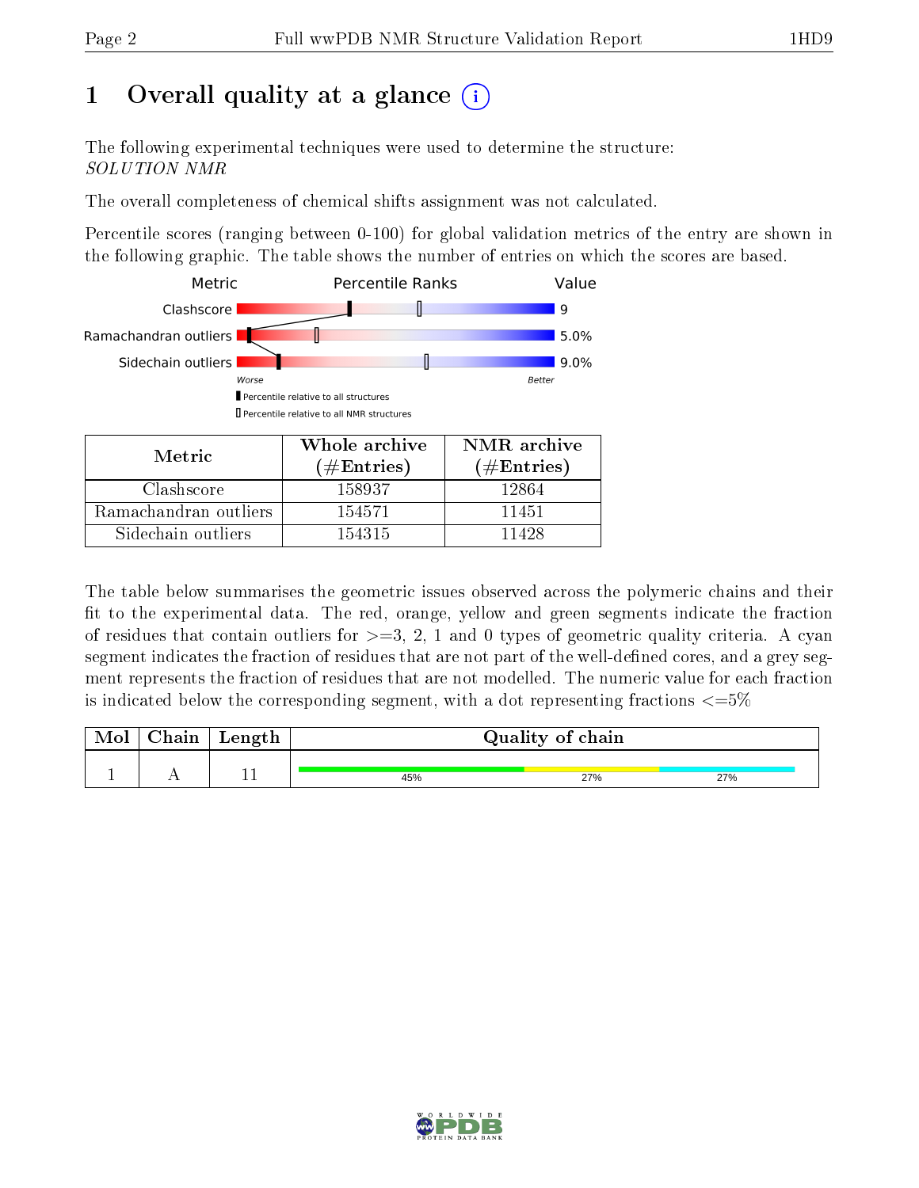# 1 Overall quality at a glance

The following experimental techniques were used to determine the structure:
*SOLUTION NMR*

The overall completeness of chemical shifts assignment was not calculated.

Percentile scores (ranging between 0-100) for global validation metrics of the entry are shown in the following graphic. The table shows the number of entries on which the scores are based.

| Metric | Percentile Ranks | Value |
|---|---|---|
| Clashscore | | 9 |
| Ramachandran outliers | | 5.0% |
| Sidechain outliers | | 9.0% |

Worse — Better

▮ Percentile relative to all structures
▯ Percentile relative to all NMR structures

| Metric | Whole archive (#Entries) | NMR archive (#Entries) |
|---|---|---|
| Clashscore | 158937 | 12864 |
| Ramachandran outliers | 154571 | 11451 |
| Sidechain outliers | 154315 | 11428 |

The table below summarises the geometric issues observed across the polymeric chains and their fit to the experimental data. The red, orange, yellow and green segments indicate the fraction of residues that contain outliers for >=3, 2, 1 and 0 types of geometric quality criteria. A cyan segment indicates the fraction of residues that are not part of the well-defined cores, and a grey segment represents the fraction of residues that are not modelled. The numeric value for each fraction is indicated below the corresponding segment, with a dot representing fractions <=5%

| Mol | Chain | Length | Quality of chain |
|---|---|---|---|
| 1 | A | 11 | 45% 27% 27% |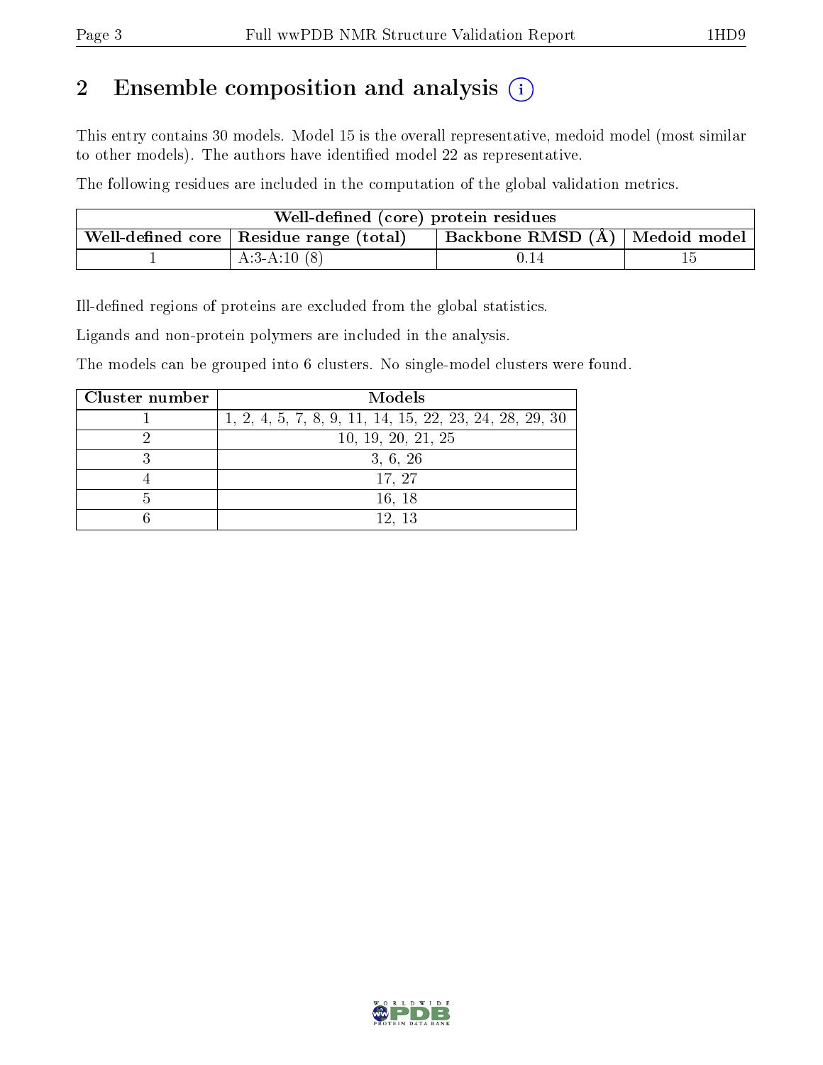# 2 Ensemble composition and analysis

This entry contains 30 models. Model 15 is the overall representative, medoid model (most similar to other models). The authors have identified model 22 as representative.

The following residues are included in the computation of the global validation metrics.

| Well-defined (core) protein residues | | | |
|---|---|---|---|
| Well-defined core | Residue range (total) | Backbone RMSD (Å) | Medoid model |
| 1 | A:3-A:10 (8) | 0.14 | 15 |

Ill-defined regions of proteins are excluded from the global statistics.

Ligands and non-protein polymers are included in the analysis.

The models can be grouped into 6 clusters. No single-model clusters were found.

| Cluster number | Models |
|---|---|
| 1 | 1, 2, 4, 5, 7, 8, 9, 11, 14, 15, 22, 23, 24, 28, 29, 30 |
| 2 | 10, 19, 20, 21, 25 |
| 3 | 3, 6, 26 |
| 4 | 17, 27 |
| 5 | 16, 18 |
| 6 | 12, 13 |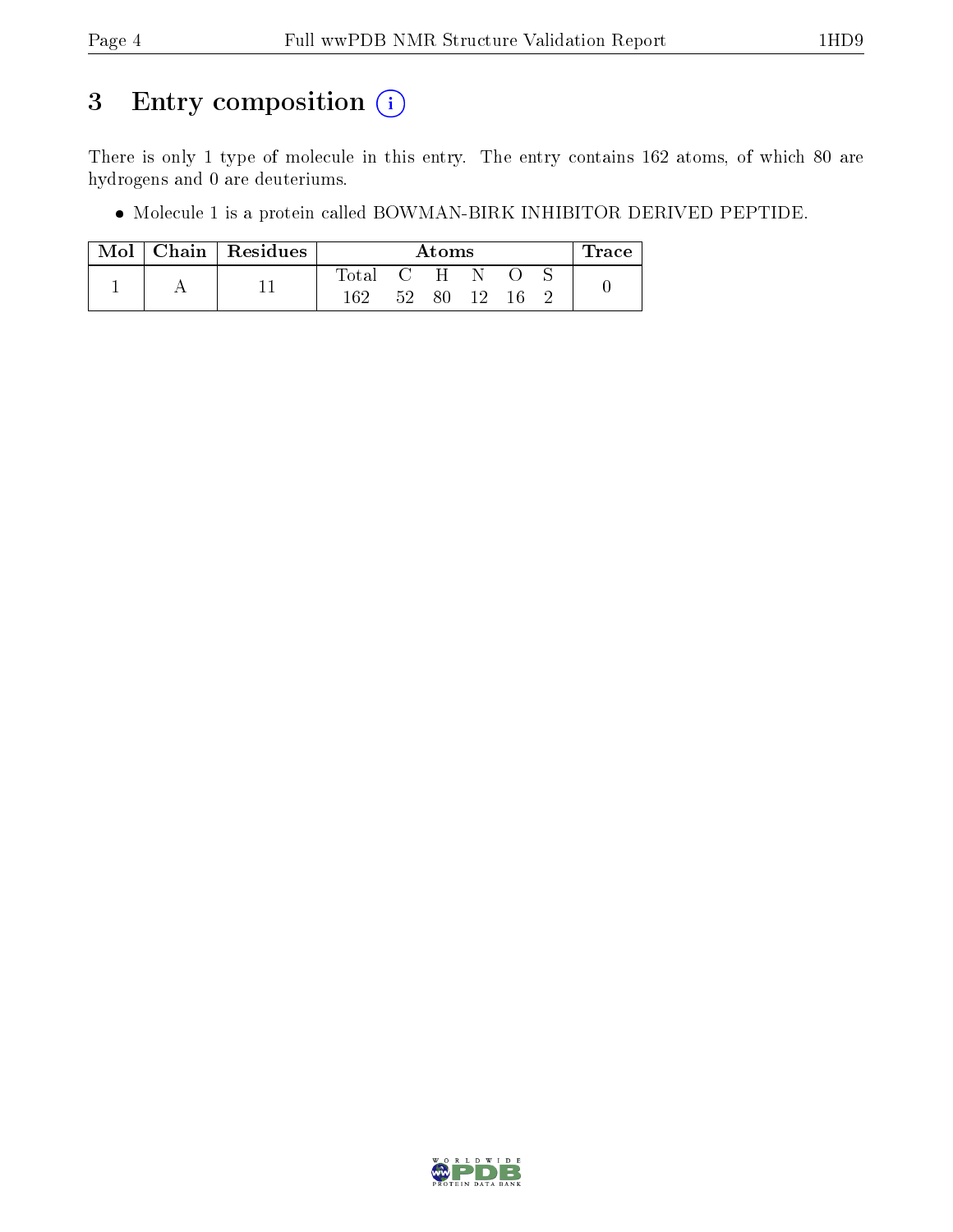# 3 Entry composition (i)

There is only 1 type of molecule in this entry. The entry contains 162 atoms, of which 80 are hydrogens and 0 are deuteriums.

- Molecule 1 is a protein called BOWMAN-BIRK INHIBITOR DERIVED PEPTIDE.

| Mol | Chain | Residues | Atoms | | | | | | Trace |
|---|---|---|---|---|---|---|---|---|---|
| | | | Total | C | H | N | O | S | |
| 1 | A | 11 | 162 | 52 | 80 | 12 | 16 | 2 | 0 |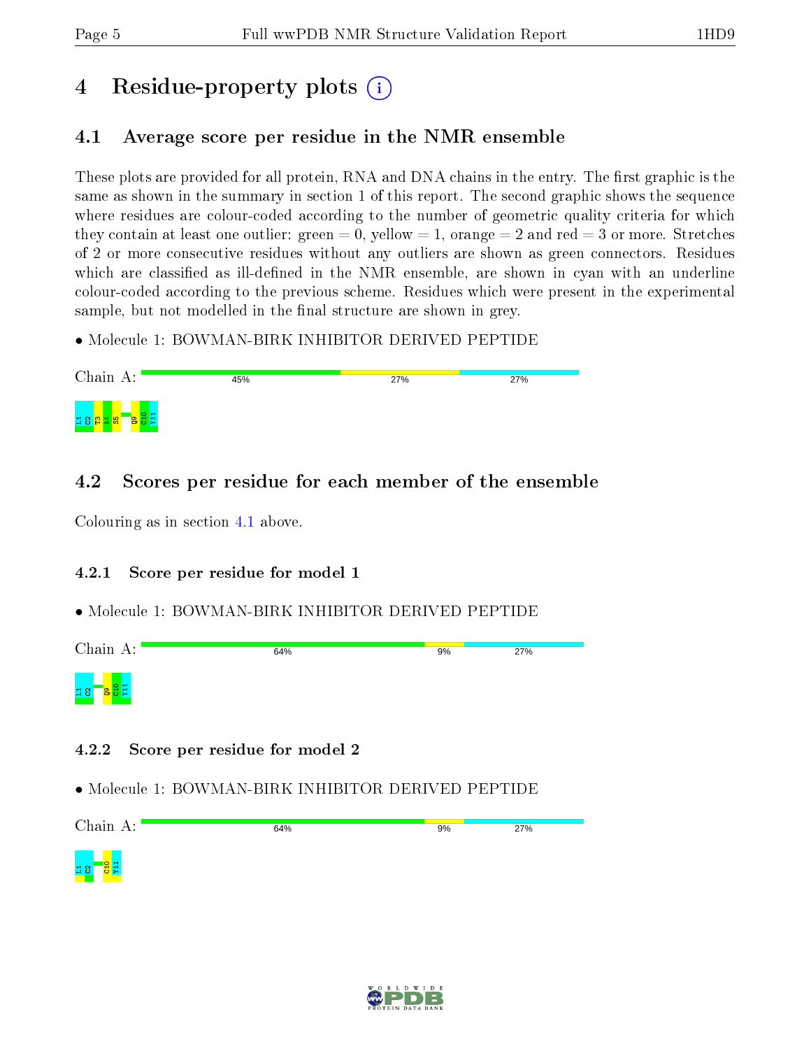# 4 Residue-property plots

## 4.1 Average score per residue in the NMR ensemble

These plots are provided for all protein, RNA and DNA chains in the entry. The first graphic is the same as shown in the summary in section 1 of this report. The second graphic shows the sequence where residues are colour-coded according to the number of geometric quality criteria for which they contain at least one outlier: green = 0, yellow = 1, orange = 2 and red = 3 or more. Stretches of 2 or more consecutive residues without any outliers are shown as green connectors. Residues which are classified as ill-defined in the NMR ensemble, are shown in cyan with an underline colour-coded according to the previous scheme. Residues which were present in the experimental sample, but not modelled in the final structure are shown in grey.

- Molecule 1: BOWMAN-BIRK INHIBITOR DERIVED PEPTIDE

Chain A: 45% 27% 27%

L1 C2 T3 A4 S5 Q9 C10 Y11

## 4.2 Scores per residue for each member of the ensemble

Colouring as in section 4.1 above.

### 4.2.1 Score per residue for model 1

- Molecule 1: BOWMAN-BIRK INHIBITOR DERIVED PEPTIDE

Chain A: 64% 9% 27%

L1 C2 Q9 C10 Y11

### 4.2.2 Score per residue for model 2

- Molecule 1: BOWMAN-BIRK INHIBITOR DERIVED PEPTIDE

Chain A: 64% 9% 27%

L1 C2 C10 Y11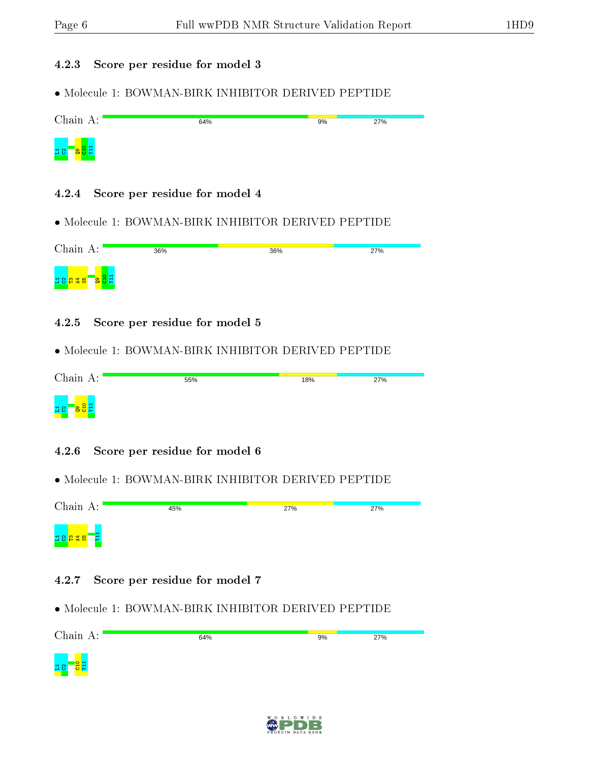### 4.2.3 Score per residue for model 3

- Molecule 1: BOWMAN-BIRK INHIBITOR DERIVED PEPTIDE

Chain A: 64% 9% 27%

L1 C2 Q9 C10 Y11

### 4.2.4 Score per residue for model 4

- Molecule 1: BOWMAN-BIRK INHIBITOR DERIVED PEPTIDE

Chain A: 36% 36% 27%

L1 C2 T3 A4 S5 Q9 C10 Y11

### 4.2.5 Score per residue for model 5

- Molecule 1: BOWMAN-BIRK INHIBITOR DERIVED PEPTIDE

Chain A: 55% 18% 27%

L1 C2 Q9 C10 Y11

### 4.2.6 Score per residue for model 6

- Molecule 1: BOWMAN-BIRK INHIBITOR DERIVED PEPTIDE

Chain A: 45% 27% 27%

L1 C2 T3 A4 S5 Y11

### 4.2.7 Score per residue for model 7

- Molecule 1: BOWMAN-BIRK INHIBITOR DERIVED PEPTIDE

Chain A: 64% 9% 27%

L1 C2 C10 Y11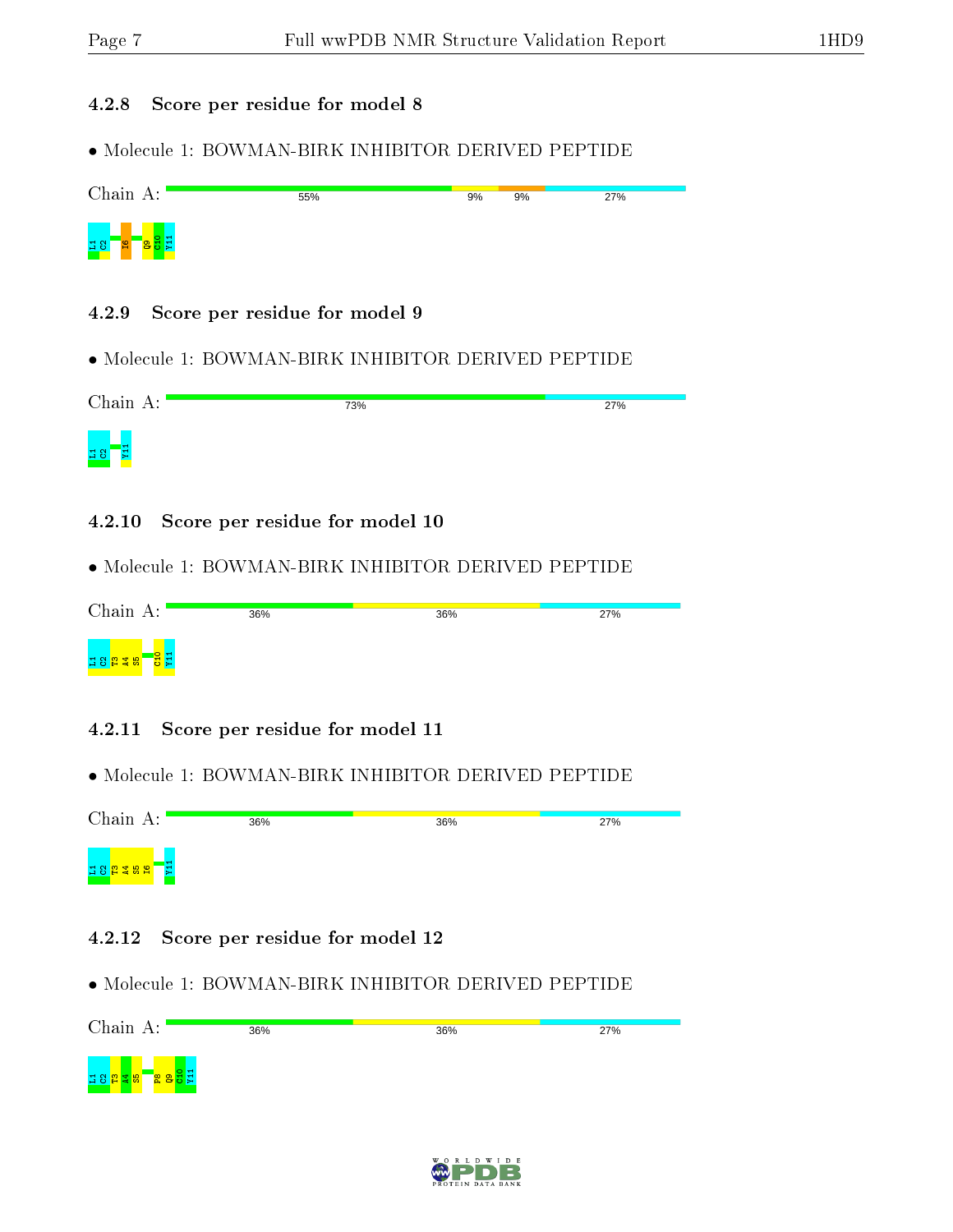### 4.2.8 Score per residue for model 8

- Molecule 1: BOWMAN-BIRK INHIBITOR DERIVED PEPTIDE

Chain A: 55% | 9% | 9% | 27%

L1 C2 I6 Q9 C10 Y11

### 4.2.9 Score per residue for model 9

- Molecule 1: BOWMAN-BIRK INHIBITOR DERIVED PEPTIDE

Chain A: 73% | 27%

L1 C2 Y11

### 4.2.10 Score per residue for model 10

- Molecule 1: BOWMAN-BIRK INHIBITOR DERIVED PEPTIDE

Chain A: 36% | 36% | 27%

L1 C2 T3 A4 S5 C10 Y11

### 4.2.11 Score per residue for model 11

- Molecule 1: BOWMAN-BIRK INHIBITOR DERIVED PEPTIDE

Chain A: 36% | 36% | 27%

L1 C2 T3 A4 S5 I6 Y11

### 4.2.12 Score per residue for model 12

- Molecule 1: BOWMAN-BIRK INHIBITOR DERIVED PEPTIDE

Chain A: 36% | 36% | 27%

L1 C2 T3 A4 S5 P8 Q9 C10 Y11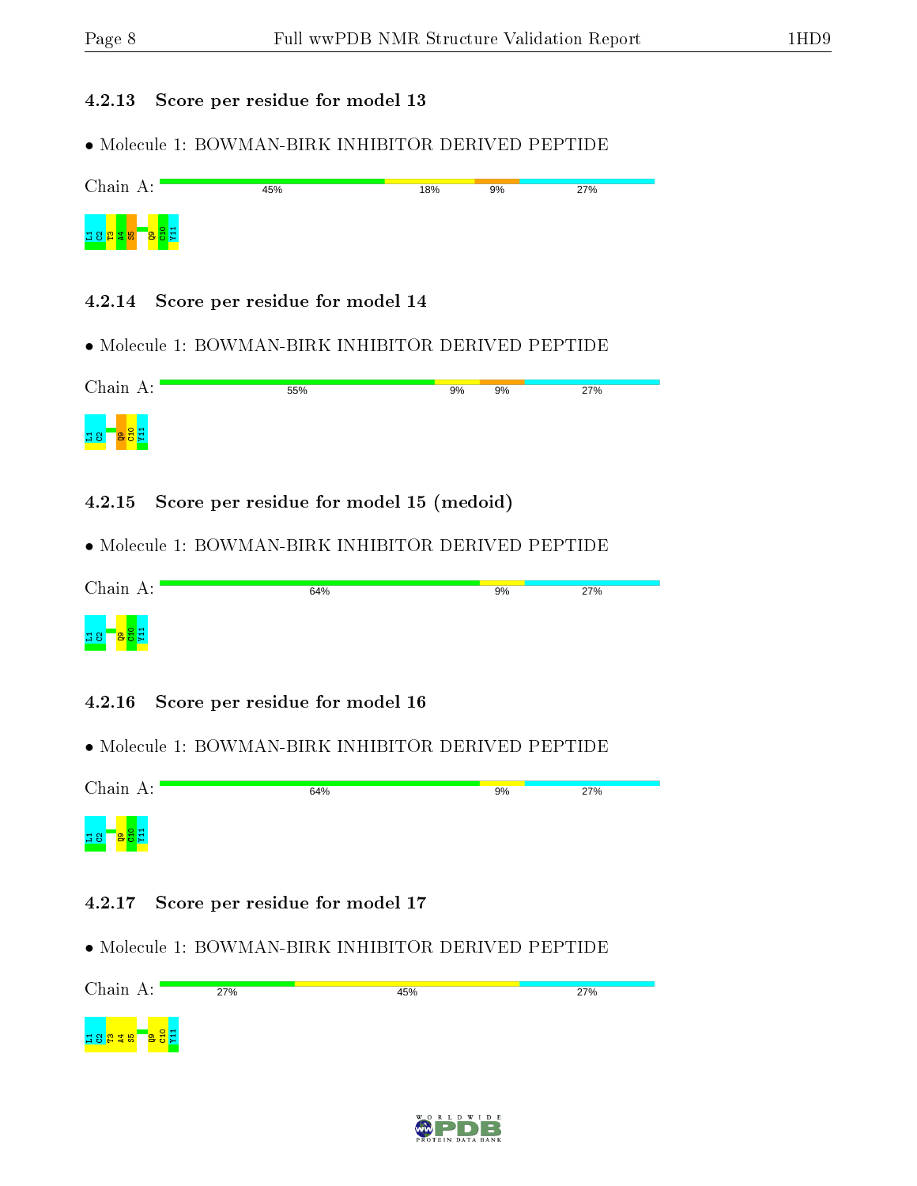#### 4.2.13 Score per residue for model 13

- Molecule 1: BOWMAN-BIRK INHIBITOR DERIVED PEPTIDE

Chain A: 45% 18% 9% 27%

L1 C2 T3 A4 S5 Q9 C10 Y11

#### 4.2.14 Score per residue for model 14

- Molecule 1: BOWMAN-BIRK INHIBITOR DERIVED PEPTIDE

Chain A: 55% 9% 9% 27%

L1 C2 Q9 C10 Y11

#### 4.2.15 Score per residue for model 15 (medoid)

- Molecule 1: BOWMAN-BIRK INHIBITOR DERIVED PEPTIDE

Chain A: 64% 9% 27%

L1 C2 Q9 C10 Y11

#### 4.2.16 Score per residue for model 16

- Molecule 1: BOWMAN-BIRK INHIBITOR DERIVED PEPTIDE

Chain A: 64% 9% 27%

L1 C2 Q9 C10 Y11

#### 4.2.17 Score per residue for model 17

- Molecule 1: BOWMAN-BIRK INHIBITOR DERIVED PEPTIDE

Chain A: 27% 45% 27%

L1 C2 T3 A4 S5 Q9 C10 Y11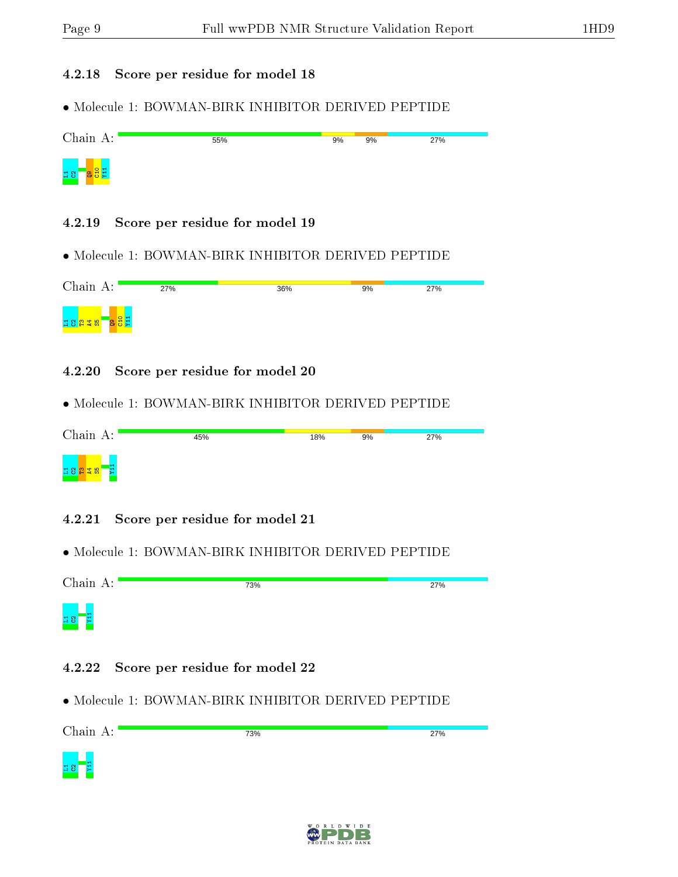### 4.2.18 Score per residue for model 18

- Molecule 1: BOWMAN-BIRK INHIBITOR DERIVED PEPTIDE

Chain A: 55% 9% 9% 27%

L1 C2 Q9 C10 Y11

### 4.2.19 Score per residue for model 19

- Molecule 1: BOWMAN-BIRK INHIBITOR DERIVED PEPTIDE

Chain A: 27% 36% 9% 27%

L1 C2 T3 A4 S5 Q9 C10 Y11

### 4.2.20 Score per residue for model 20

- Molecule 1: BOWMAN-BIRK INHIBITOR DERIVED PEPTIDE

Chain A: 45% 18% 9% 27%

L1 C2 T3 A4 S5 Y11

### 4.2.21 Score per residue for model 21

- Molecule 1: BOWMAN-BIRK INHIBITOR DERIVED PEPTIDE

Chain A: 73% 27%

L1 C2 Y11

### 4.2.22 Score per residue for model 22

- Molecule 1: BOWMAN-BIRK INHIBITOR DERIVED PEPTIDE

Chain A: 73% 27%

L1 C2 Y11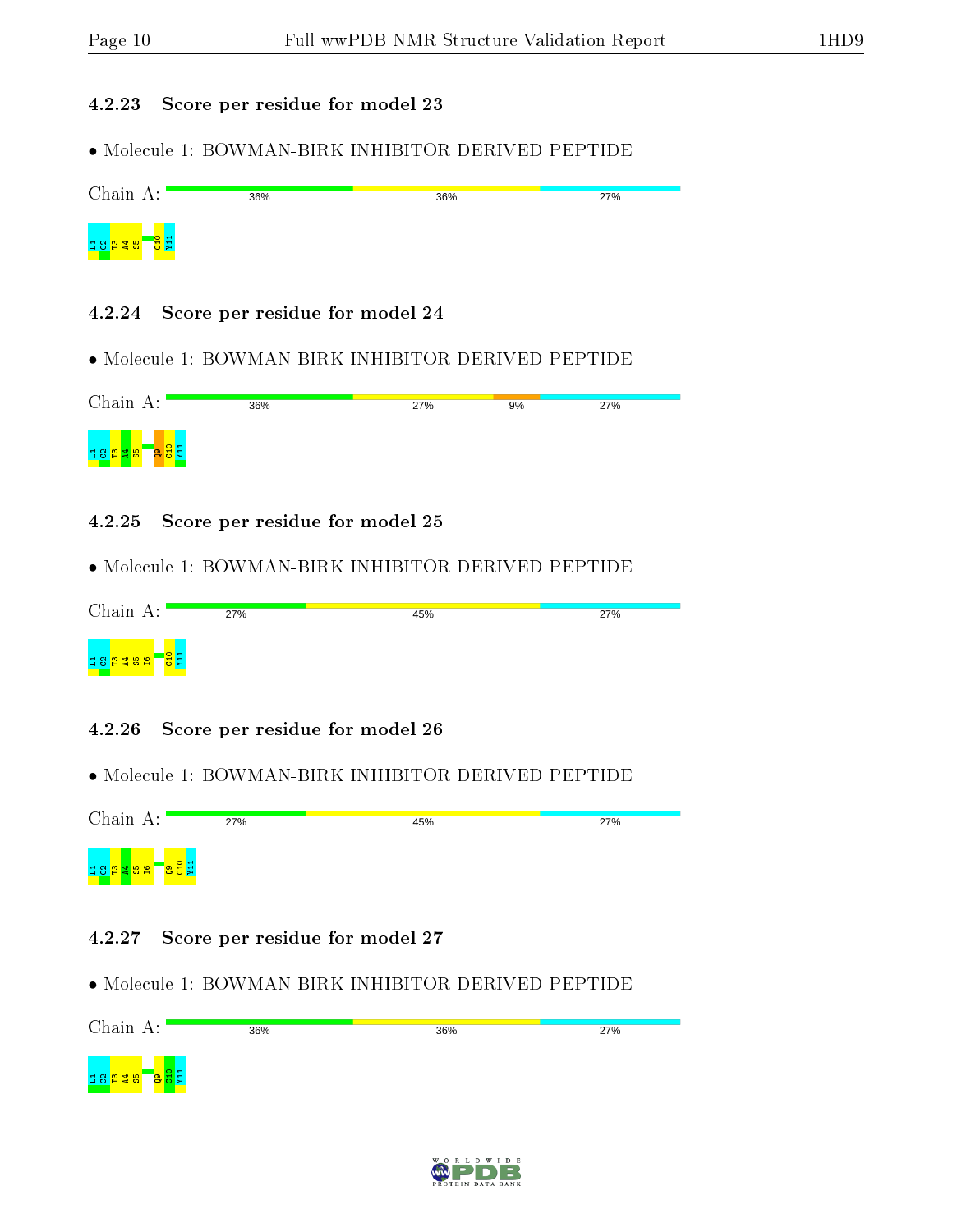### 4.2.23 Score per residue for model 23

- Molecule 1: BOWMAN-BIRK INHIBITOR DERIVED PEPTIDE

Chain A: 36% 36% 27%

L1 C2 T3 A4 S5 C10 Y11

### 4.2.24 Score per residue for model 24

- Molecule 1: BOWMAN-BIRK INHIBITOR DERIVED PEPTIDE

Chain A: 36% 27% 9% 27%

L1 C2 T3 A4 S5 Q9 C10 Y11

### 4.2.25 Score per residue for model 25

- Molecule 1: BOWMAN-BIRK INHIBITOR DERIVED PEPTIDE

Chain A: 27% 45% 27%

L1 C2 T3 A4 S5 I6 C10 Y11

### 4.2.26 Score per residue for model 26

- Molecule 1: BOWMAN-BIRK INHIBITOR DERIVED PEPTIDE

Chain A: 27% 45% 27%

L1 C2 T3 A4 S5 I6 Q9 C10 Y11

### 4.2.27 Score per residue for model 27

- Molecule 1: BOWMAN-BIRK INHIBITOR DERIVED PEPTIDE

Chain A: 36% 36% 27%

L1 C2 T3 A4 S5 Q9 C10 Y11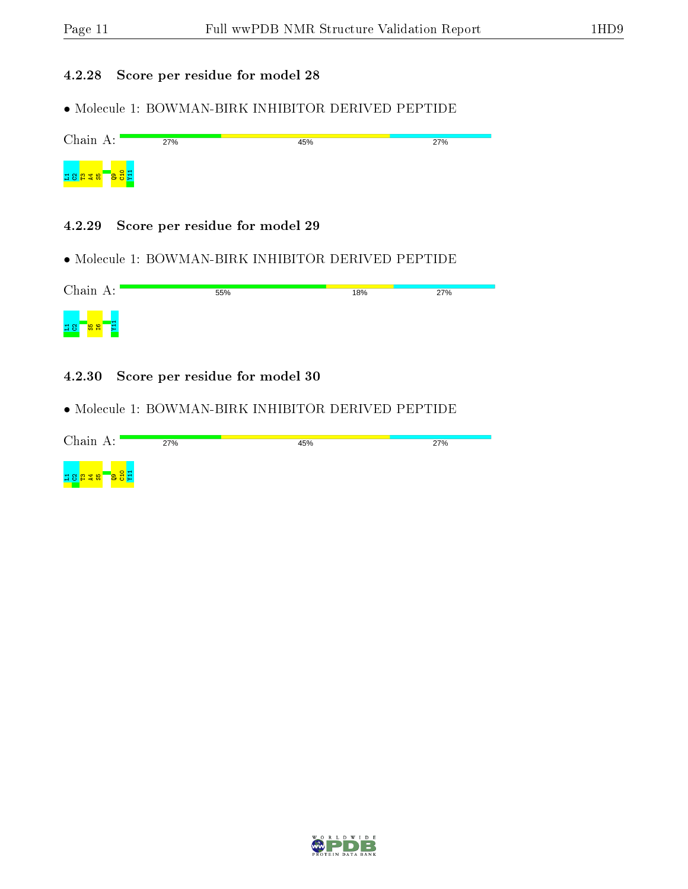### 4.2.28 Score per residue for model 28

- Molecule 1: BOWMAN-BIRK INHIBITOR DERIVED PEPTIDE

Chain A: 27% 45% 27%

L1 C2 T3 A4 S5 Q9 C10 Y11

### 4.2.29 Score per residue for model 29

- Molecule 1: BOWMAN-BIRK INHIBITOR DERIVED PEPTIDE

Chain A: 55% 18% 27%

L1 C2 S5 I6 Y11

### 4.2.30 Score per residue for model 30

- Molecule 1: BOWMAN-BIRK INHIBITOR DERIVED PEPTIDE

Chain A: 27% 45% 27%

L1 C2 T3 A4 S5 Q9 C10 Y11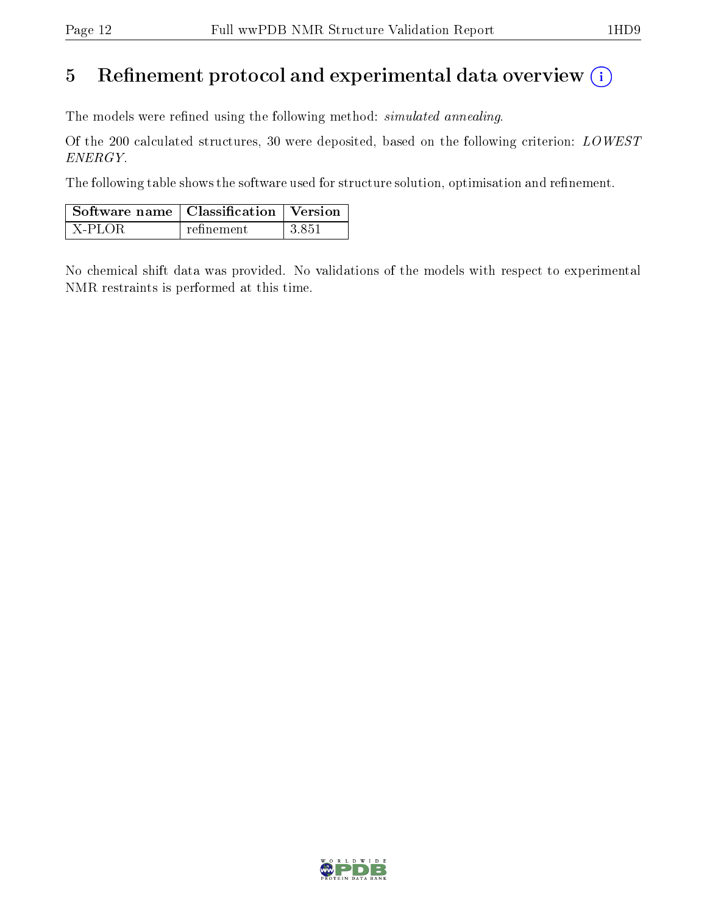# 5 Refinement protocol and experimental data overview

The models were refined using the following method: *simulated annealing*.

Of the 200 calculated structures, 30 were deposited, based on the following criterion: *LOWEST ENERGY*.

The following table shows the software used for structure solution, optimisation and refinement.

| Software name | Classification | Version |
|---|---|---|
| X-PLOR | refinement | 3.851 |

No chemical shift data was provided. No validations of the models with respect to experimental NMR restraints is performed at this time.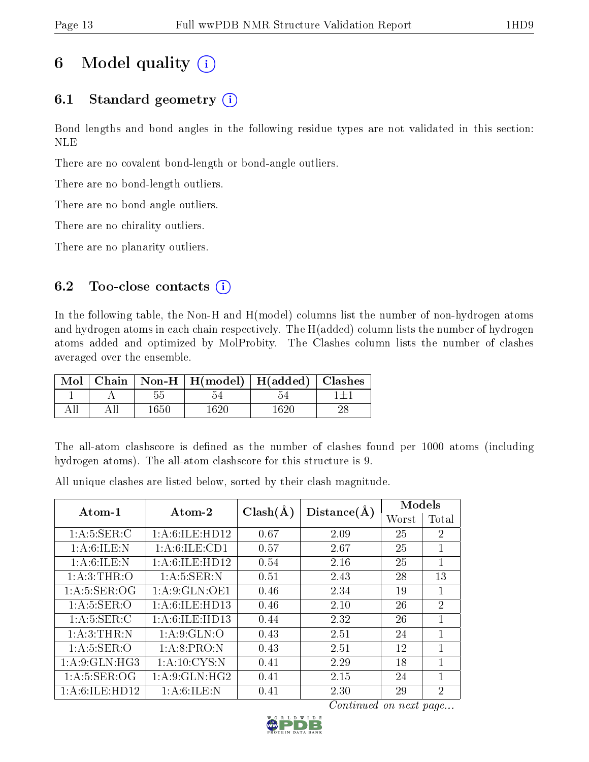# 6 Model quality (i)

## 6.1 Standard geometry (i)

Bond lengths and bond angles in the following residue types are not validated in this section: NLE

There are no covalent bond-length or bond-angle outliers.

There are no bond-length outliers.

There are no bond-angle outliers.

There are no chirality outliers.

There are no planarity outliers.

## 6.2 Too-close contacts (i)

In the following table, the Non-H and H(model) columns list the number of non-hydrogen atoms and hydrogen atoms in each chain respectively. The H(added) column lists the number of hydrogen atoms added and optimized by MolProbity. The Clashes column lists the number of clashes averaged over the ensemble.

| Mol | Chain | Non-H | H(model) | H(added) | Clashes |
|---|---|---|---|---|---|
| 1 | A | 55 | 54 | 54 | 1±1 |
| All | All | 1650 | 1620 | 1620 | 28 |

The all-atom clashscore is defined as the number of clashes found per 1000 atoms (including hydrogen atoms). The all-atom clashscore for this structure is 9.

All unique clashes are listed below, sorted by their clash magnitude.

| Atom-1 | Atom-2 | Clash(Å) | Distance(Å) | Models | |
|---|---|---|---|---|---|
| | | | | Worst | Total |
| 1:A:5:SER:C | 1:A:6:ILE:HD12 | 0.67 | 2.09 | 25 | 2 |
| 1:A:6:ILE:N | 1:A:6:ILE:CD1 | 0.57 | 2.67 | 25 | 1 |
| 1:A:6:ILE:N | 1:A:6:ILE:HD12 | 0.54 | 2.16 | 25 | 1 |
| 1:A:3:THR:O | 1:A:5:SER:N | 0.51 | 2.43 | 28 | 13 |
| 1:A:5:SER:OG | 1:A:9:GLN:OE1 | 0.46 | 2.34 | 19 | 1 |
| 1:A:5:SER:O | 1:A:6:ILE:HD13 | 0.46 | 2.10 | 26 | 2 |
| 1:A:5:SER:C | 1:A:6:ILE:HD13 | 0.44 | 2.32 | 26 | 1 |
| 1:A:3:THR:N | 1:A:9:GLN:O | 0.43 | 2.51 | 24 | 1 |
| 1:A:5:SER:O | 1:A:8:PRO:N | 0.43 | 2.51 | 12 | 1 |
| 1:A:9:GLN:HG3 | 1:A:10:CYS:N | 0.41 | 2.29 | 18 | 1 |
| 1:A:5:SER:OG | 1:A:9:GLN:HG2 | 0.41 | 2.15 | 24 | 1 |
| 1:A:6:ILE:HD12 | 1:A:6:ILE:N | 0.41 | 2.30 | 29 | 2 |

*Continued on next page...*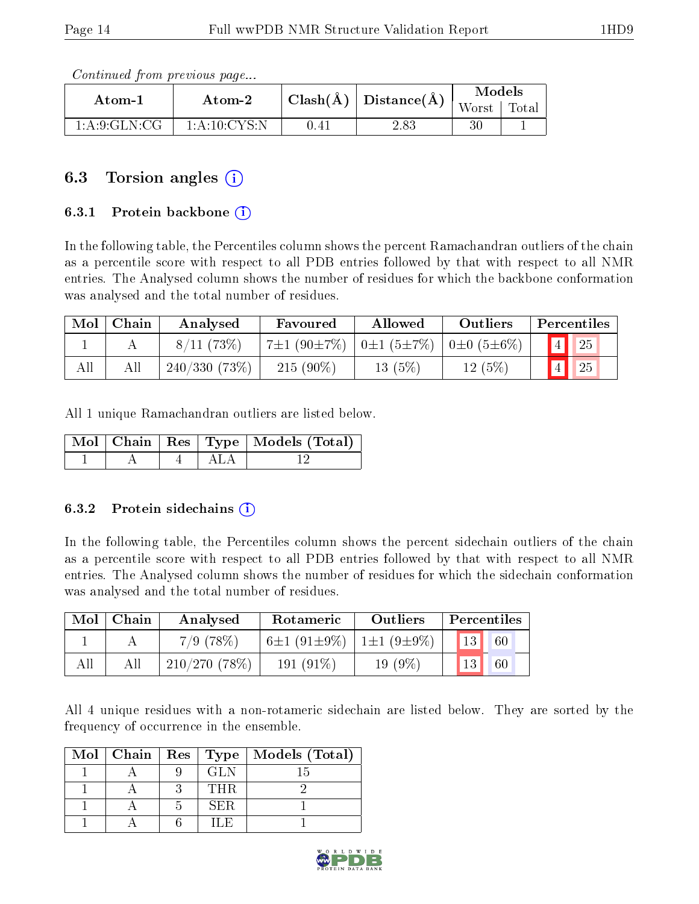*Continued from previous page...*

| Atom-1 | Atom-2 | Clash(Å) | Distance(Å) | Models | |
|---|---|---|---|---|---|
| | | | | Worst | Total |
| 1:A:9:GLN:CG | 1:A:10:CYS:N | 0.41 | 2.83 | 30 | 1 |

## 6.3 Torsion angles

### 6.3.1 Protein backbone

In the following table, the Percentiles column shows the percent Ramachandran outliers of the chain as a percentile score with respect to all PDB entries followed by that with respect to all NMR entries. The Analysed column shows the number of residues for which the backbone conformation was analysed and the total number of residues.

| Mol | Chain | Analysed | Favoured | Allowed | Outliers | Percentiles | |
|---|---|---|---|---|---|---|---|
| 1 | A | 8/11 (73%) | 7±1 (90±7%) | 0±1 (5±7%) | 0±0 (5±6%) | 4 | 25 |
| All | All | 240/330 (73%) | 215 (90%) | 13 (5%) | 12 (5%) | 4 | 25 |

All 1 unique Ramachandran outliers are listed below.

| Mol | Chain | Res | Type | Models (Total) |
|---|---|---|---|---|
| 1 | A | 4 | ALA | 12 |

### 6.3.2 Protein sidechains

In the following table, the Percentiles column shows the percent sidechain outliers of the chain as a percentile score with respect to all PDB entries followed by that with respect to all NMR entries. The Analysed column shows the number of residues for which the sidechain conformation was analysed and the total number of residues.

| Mol | Chain | Analysed | Rotameric | Outliers | Percentiles | |
|---|---|---|---|---|---|---|
| 1 | A | 7/9 (78%) | 6±1 (91±9%) | 1±1 (9±9%) | 13 | 60 |
| All | All | 210/270 (78%) | 191 (91%) | 19 (9%) | 13 | 60 |

All 4 unique residues with a non-rotameric sidechain are listed below. They are sorted by the frequency of occurrence in the ensemble.

| Mol | Chain | Res | Type | Models (Total) |
|---|---|---|---|---|
| 1 | A | 9 | GLN | 15 |
| 1 | A | 3 | THR | 2 |
| 1 | A | 5 | SER | 1 |
| 1 | A | 6 | ILE | 1 |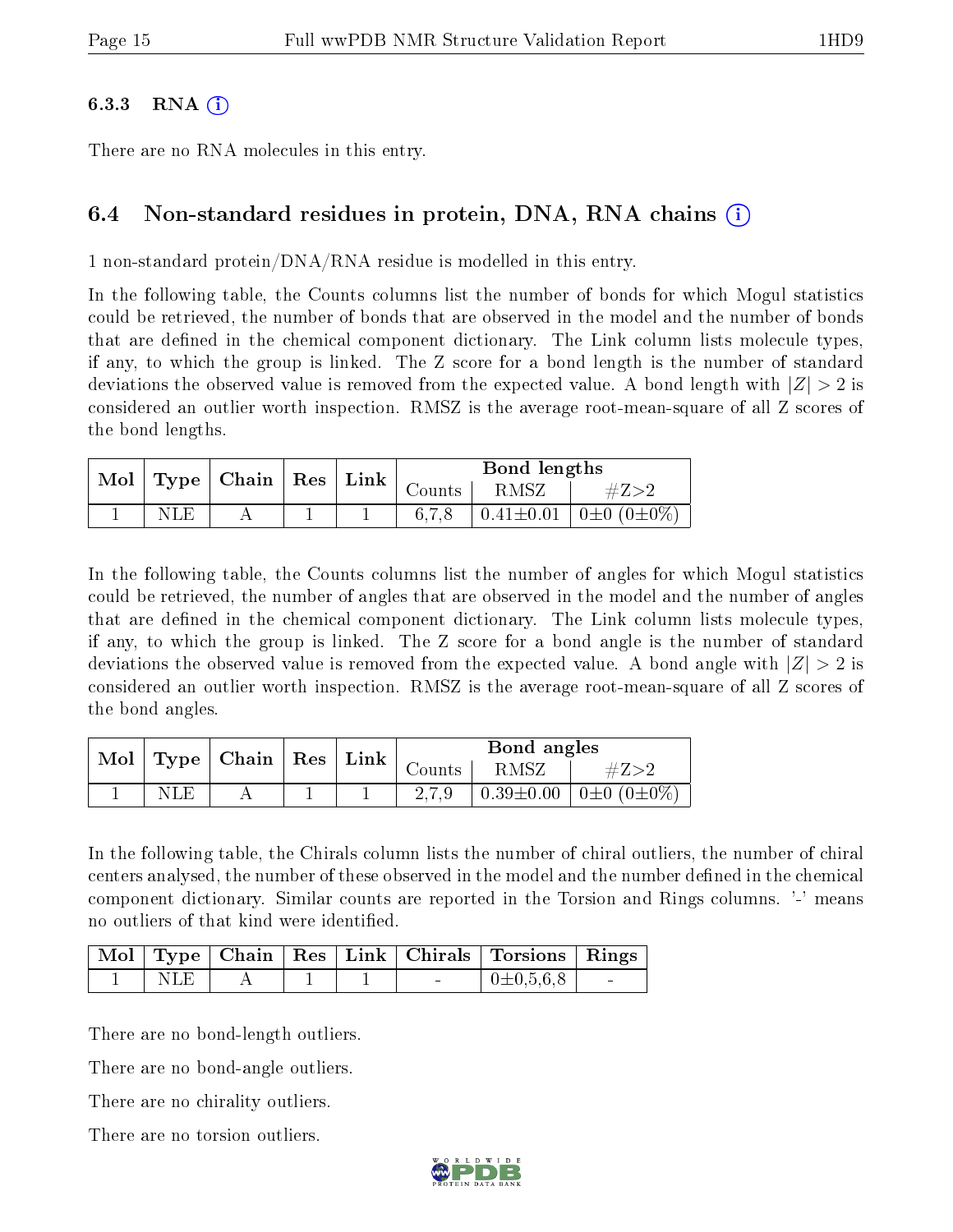### 6.3.3 RNA ⓘ

There are no RNA molecules in this entry.

## 6.4 Non-standard residues in protein, DNA, RNA chains ⓘ

1 non-standard protein/DNA/RNA residue is modelled in this entry.

In the following table, the Counts columns list the number of bonds for which Mogul statistics could be retrieved, the number of bonds that are observed in the model and the number of bonds that are defined in the chemical component dictionary. The Link column lists molecule types, if any, to which the group is linked. The Z score for a bond length is the number of standard deviations the observed value is removed from the expected value. A bond length with $|Z| > 2$ is considered an outlier worth inspection. RMSZ is the average root-mean-square of all Z scores of the bond lengths.

| Mol | Type | Chain | Res | Link | Bond lengths | | |
|---|---|---|---|---|---|---|---|
| | | | | | Counts | RMSZ | #Z>2 |
| 1 | NLE | A | 1 | 1 | 6,7,8 | 0.41±0.01 | 0±0 (0±0%) |

In the following table, the Counts columns list the number of angles for which Mogul statistics could be retrieved, the number of angles that are observed in the model and the number of angles that are defined in the chemical component dictionary. The Link column lists molecule types, if any, to which the group is linked. The Z score for a bond angle is the number of standard deviations the observed value is removed from the expected value. A bond angle with $|Z| > 2$ is considered an outlier worth inspection. RMSZ is the average root-mean-square of all Z scores of the bond angles.

| Mol | Type | Chain | Res | Link | Bond angles | | |
|---|---|---|---|---|---|---|---|
| | | | | | Counts | RMSZ | #Z>2 |
| 1 | NLE | A | 1 | 1 | 2,7,9 | 0.39±0.00 | 0±0 (0±0%) |

In the following table, the Chirals column lists the number of chiral outliers, the number of chiral centers analysed, the number of these observed in the model and the number defined in the chemical component dictionary. Similar counts are reported in the Torsion and Rings columns. '-' means no outliers of that kind were identified.

| Mol | Type | Chain | Res | Link | Chirals | Torsions | Rings |
|---|---|---|---|---|---|---|---|
| 1 | NLE | A | 1 | 1 | - | 0±0,5,6,8 | - |

There are no bond-length outliers.

There are no bond-angle outliers.

There are no chirality outliers.

There are no torsion outliers.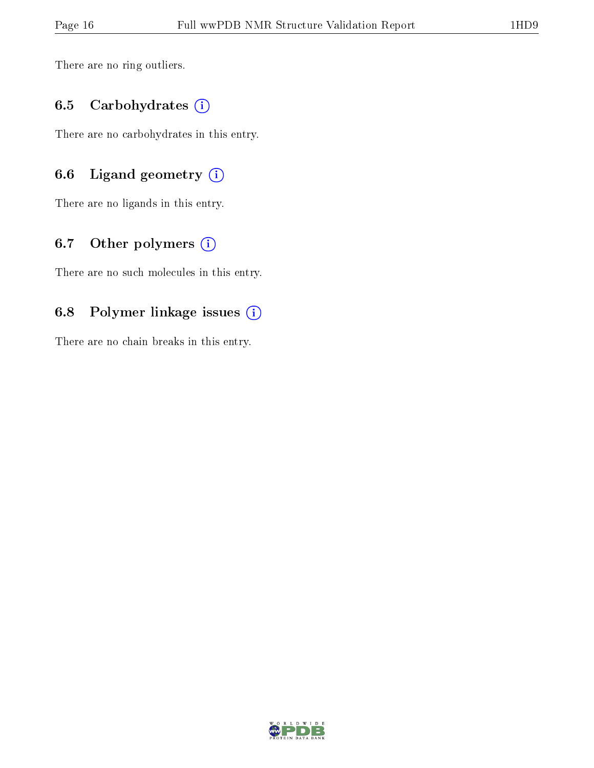There are no ring outliers.

### 6.5 Carbohydrates

There are no carbohydrates in this entry.

### 6.6 Ligand geometry

There are no ligands in this entry.

### 6.7 Other polymers

There are no such molecules in this entry.

### 6.8 Polymer linkage issues

There are no chain breaks in this entry.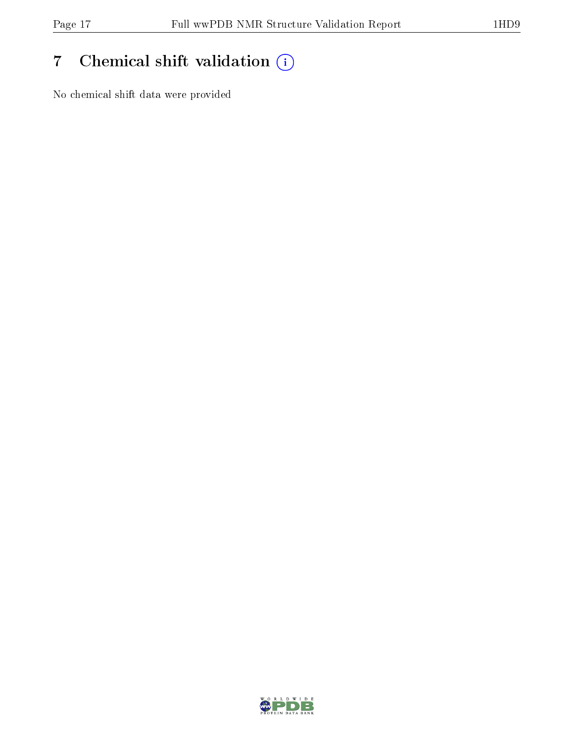# 7 Chemical shift validation

No chemical shift data were provided